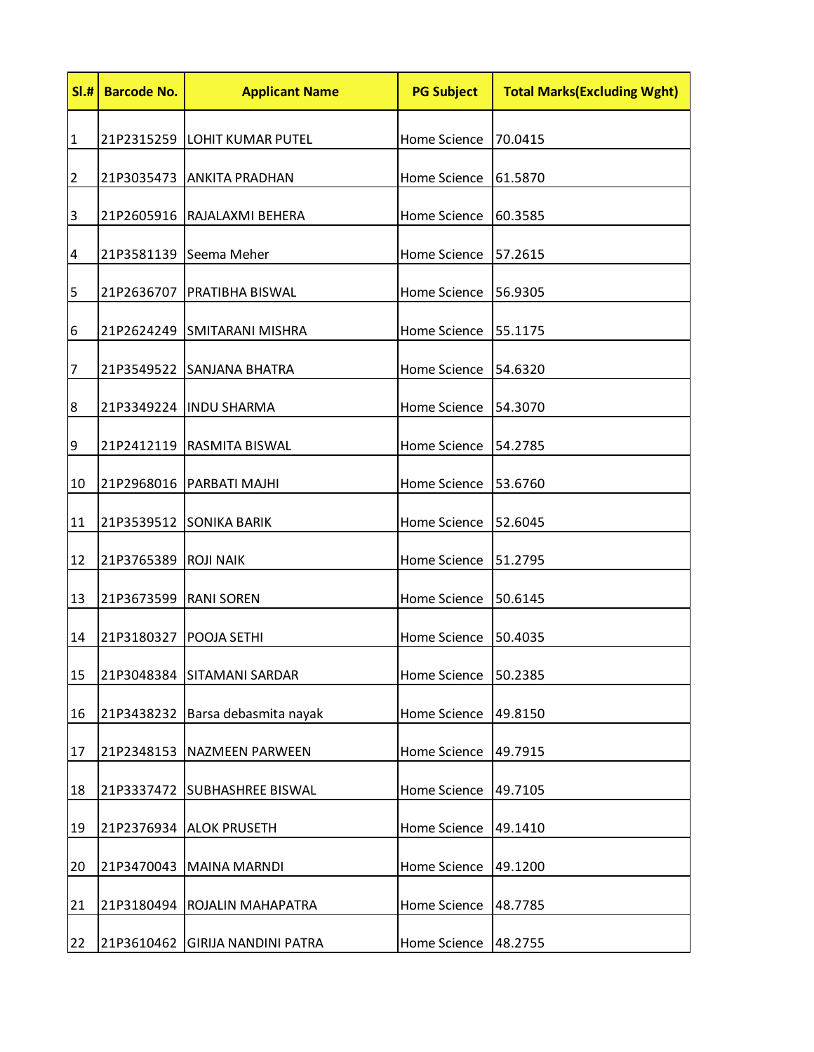| Sl.# | Barcode No. | Applicant Name | PG Subject | Total Marks(Excluding Wght) |
|---|---|---|---|---|
| 1 | 21P2315259 | LOHIT KUMAR PUTEL | Home Science | 70.0415 |
| 2 | 21P3035473 | ANKITA PRADHAN | Home Science | 61.5870 |
| 3 | 21P2605916 | RAJALAXMI BEHERA | Home Science | 60.3585 |
| 4 | 21P3581139 | Seema Meher | Home Science | 57.2615 |
| 5 | 21P2636707 | PRATIBHA BISWAL | Home Science | 56.9305 |
| 6 | 21P2624249 | SMITARANI MISHRA | Home Science | 55.1175 |
| 7 | 21P3549522 | SANJANA BHATRA | Home Science | 54.6320 |
| 8 | 21P3349224 | INDU SHARMA | Home Science | 54.3070 |
| 9 | 21P2412119 | RASMITA BISWAL | Home Science | 54.2785 |
| 10 | 21P2968016 | PARBATI MAJHI | Home Science | 53.6760 |
| 11 | 21P3539512 | SONIKA BARIK | Home Science | 52.6045 |
| 12 | 21P3765389 | ROJI NAIK | Home Science | 51.2795 |
| 13 | 21P3673599 | RANI SOREN | Home Science | 50.6145 |
| 14 | 21P3180327 | POOJA SETHI | Home Science | 50.4035 |
| 15 | 21P3048384 | SITAMANI SARDAR | Home Science | 50.2385 |
| 16 | 21P3438232 | Barsa debasmita nayak | Home Science | 49.8150 |
| 17 | 21P2348153 | NAZMEEN PARWEEN | Home Science | 49.7915 |
| 18 | 21P3337472 | SUBHASHREE BISWAL | Home Science | 49.7105 |
| 19 | 21P2376934 | ALOK PRUSETH | Home Science | 49.1410 |
| 20 | 21P3470043 | MAINA MARNDI | Home Science | 49.1200 |
| 21 | 21P3180494 | ROJALIN MAHAPATRA | Home Science | 48.7785 |
| 22 | 21P3610462 | GIRIJA NANDINI PATRA | Home Science | 48.2755 |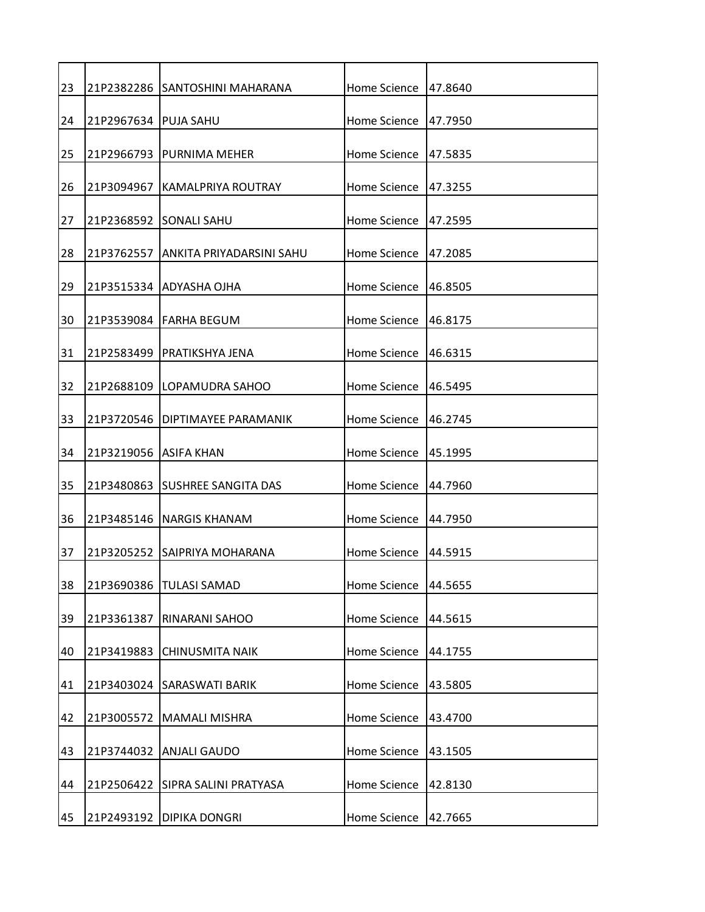| | | | | |
|---|---|---|---|---|
| 23 | 21P2382286 | SANTOSHINI MAHARANA | Home Science | 47.8640 |
| 24 | 21P2967634 | PUJA SAHU | Home Science | 47.7950 |
| 25 | 21P2966793 | PURNIMA MEHER | Home Science | 47.5835 |
| 26 | 21P3094967 | KAMALPRIYA ROUTRAY | Home Science | 47.3255 |
| 27 | 21P2368592 | SONALI SAHU | Home Science | 47.2595 |
| 28 | 21P3762557 | ANKITA PRIYADARSINI SAHU | Home Science | 47.2085 |
| 29 | 21P3515334 | ADYASHA OJHA | Home Science | 46.8505 |
| 30 | 21P3539084 | FARHA BEGUM | Home Science | 46.8175 |
| 31 | 21P2583499 | PRATIKSHYA JENA | Home Science | 46.6315 |
| 32 | 21P2688109 | LOPAMUDRA SAHOO | Home Science | 46.5495 |
| 33 | 21P3720546 | DIPTIMAYEE PARAMANIK | Home Science | 46.2745 |
| 34 | 21P3219056 | ASIFA KHAN | Home Science | 45.1995 |
| 35 | 21P3480863 | SUSHREE SANGITA DAS | Home Science | 44.7960 |
| 36 | 21P3485146 | NARGIS KHANAM | Home Science | 44.7950 |
| 37 | 21P3205252 | SAIPRIYA MOHARANA | Home Science | 44.5915 |
| 38 | 21P3690386 | TULASI SAMAD | Home Science | 44.5655 |
| 39 | 21P3361387 | RINARANI SAHOO | Home Science | 44.5615 |
| 40 | 21P3419883 | CHINUSMITA NAIK | Home Science | 44.1755 |
| 41 | 21P3403024 | SARASWATI BARIK | Home Science | 43.5805 |
| 42 | 21P3005572 | MAMALI MISHRA | Home Science | 43.4700 |
| 43 | 21P3744032 | ANJALI GAUDO | Home Science | 43.1505 |
| 44 | 21P2506422 | SIPRA SALINI PRATYASA | Home Science | 42.8130 |
| 45 | 21P2493192 | DIPIKA DONGRI | Home Science | 42.7665 |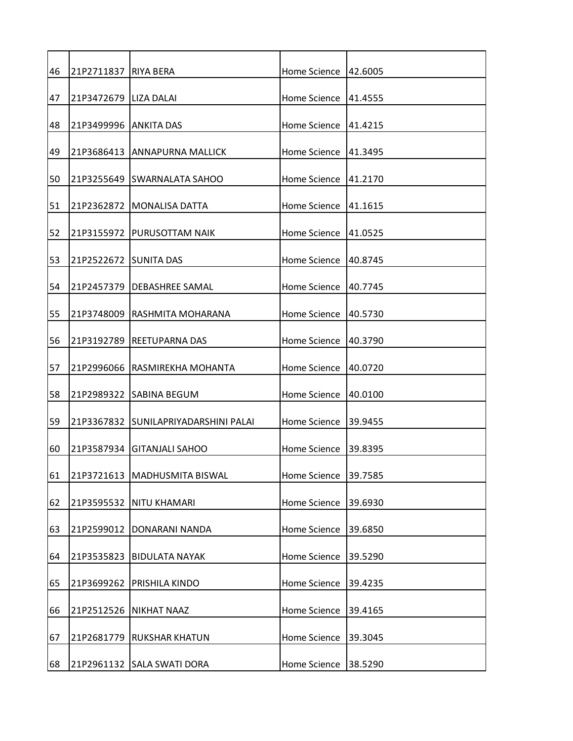| | | | | |
|---|---|---|---|---|
| 46 | 21P2711837 | RIYA BERA | Home Science | 42.6005 |
| 47 | 21P3472679 | LIZA DALAI | Home Science | 41.4555 |
| 48 | 21P3499996 | ANKITA DAS | Home Science | 41.4215 |
| 49 | 21P3686413 | ANNAPURNA MALLICK | Home Science | 41.3495 |
| 50 | 21P3255649 | SWARNALATA SAHOO | Home Science | 41.2170 |
| 51 | 21P2362872 | MONALISA DATTA | Home Science | 41.1615 |
| 52 | 21P3155972 | PURUSOTTAM NAIK | Home Science | 41.0525 |
| 53 | 21P2522672 | SUNITA DAS | Home Science | 40.8745 |
| 54 | 21P2457379 | DEBASHREE SAMAL | Home Science | 40.7745 |
| 55 | 21P3748009 | RASHMITA MOHARANA | Home Science | 40.5730 |
| 56 | 21P3192789 | REETUPARNA DAS | Home Science | 40.3790 |
| 57 | 21P2996066 | RASMIREKHA MOHANTA | Home Science | 40.0720 |
| 58 | 21P2989322 | SABINA BEGUM | Home Science | 40.0100 |
| 59 | 21P3367832 | SUNILAPRIYADARSHINI PALAI | Home Science | 39.9455 |
| 60 | 21P3587934 | GITANJALI SAHOO | Home Science | 39.8395 |
| 61 | 21P3721613 | MADHUSMITA BISWAL | Home Science | 39.7585 |
| 62 | 21P3595532 | NITU KHAMARI | Home Science | 39.6930 |
| 63 | 21P2599012 | DONARANI NANDA | Home Science | 39.6850 |
| 64 | 21P3535823 | BIDULATA NAYAK | Home Science | 39.5290 |
| 65 | 21P3699262 | PRISHILA KINDO | Home Science | 39.4235 |
| 66 | 21P2512526 | NIKHAT NAAZ | Home Science | 39.4165 |
| 67 | 21P2681779 | RUKSHAR KHATUN | Home Science | 39.3045 |
| 68 | 21P2961132 | SALA SWATI DORA | Home Science | 38.5290 |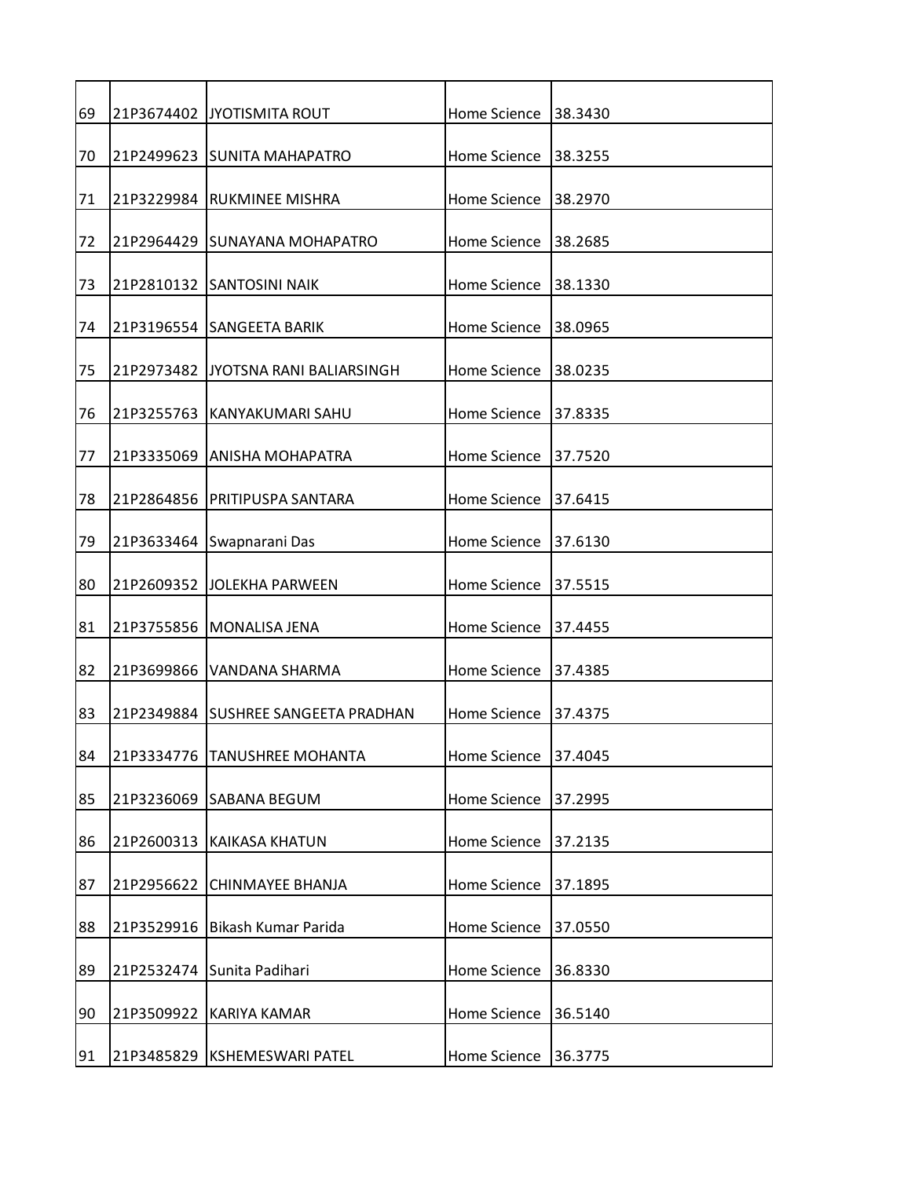| | | | | |
|---|---|---|---|---|
| 69 | 21P3674402 | JYOTISMITA ROUT | Home Science | 38.3430 |
| 70 | 21P2499623 | SUNITA MAHAPATRO | Home Science | 38.3255 |
| 71 | 21P3229984 | RUKMINEE MISHRA | Home Science | 38.2970 |
| 72 | 21P2964429 | SUNAYANA MOHAPATRO | Home Science | 38.2685 |
| 73 | 21P2810132 | SANTOSINI NAIK | Home Science | 38.1330 |
| 74 | 21P3196554 | SANGEETA BARIK | Home Science | 38.0965 |
| 75 | 21P2973482 | JYOTSNA RANI BALIARSINGH | Home Science | 38.0235 |
| 76 | 21P3255763 | KANYAKUMARI SAHU | Home Science | 37.8335 |
| 77 | 21P3335069 | ANISHA MOHAPATRA | Home Science | 37.7520 |
| 78 | 21P2864856 | PRITIPUSPA SANTARA | Home Science | 37.6415 |
| 79 | 21P3633464 | Swapnarani Das | Home Science | 37.6130 |
| 80 | 21P2609352 | JOLEKHA PARWEEN | Home Science | 37.5515 |
| 81 | 21P3755856 | MONALISA JENA | Home Science | 37.4455 |
| 82 | 21P3699866 | VANDANA SHARMA | Home Science | 37.4385 |
| 83 | 21P2349884 | SUSHREE SANGEETA PRADHAN | Home Science | 37.4375 |
| 84 | 21P3334776 | TANUSHREE MOHANTA | Home Science | 37.4045 |
| 85 | 21P3236069 | SABANA BEGUM | Home Science | 37.2995 |
| 86 | 21P2600313 | KAIKASA KHATUN | Home Science | 37.2135 |
| 87 | 21P2956622 | CHINMAYEE BHANJA | Home Science | 37.1895 |
| 88 | 21P3529916 | Bikash Kumar Parida | Home Science | 37.0550 |
| 89 | 21P2532474 | Sunita Padihari | Home Science | 36.8330 |
| 90 | 21P3509922 | KARIYA KAMAR | Home Science | 36.5140 |
| 91 | 21P3485829 | KSHEMESWARI PATEL | Home Science | 36.3775 |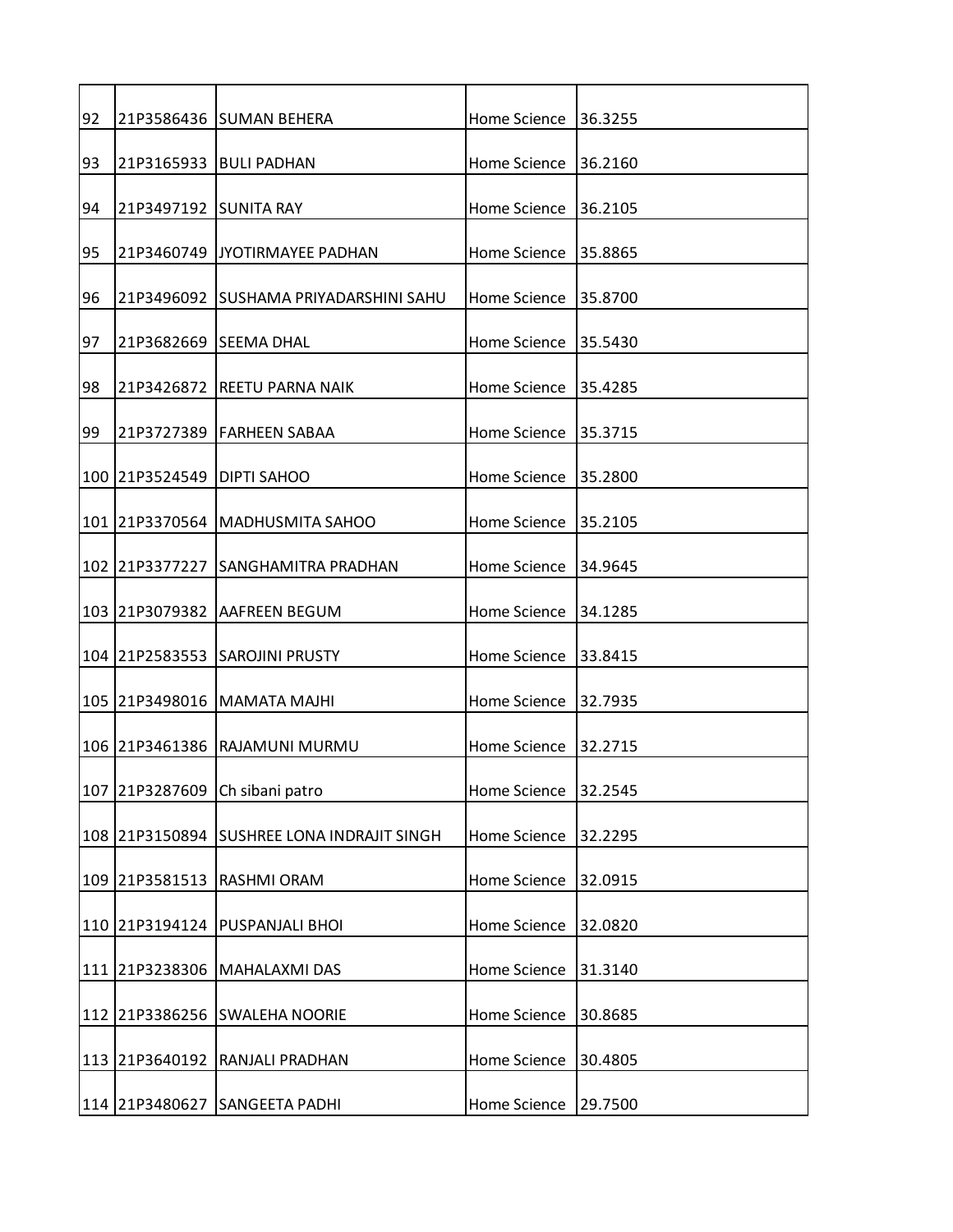| | | | | |
|---|---|---|---|---|
| 92 | 21P3586436 | SUMAN BEHERA | Home Science | 36.3255 |
| 93 | 21P3165933 | BULI PADHAN | Home Science | 36.2160 |
| 94 | 21P3497192 | SUNITA RAY | Home Science | 36.2105 |
| 95 | 21P3460749 | JYOTIRMAYEE PADHAN | Home Science | 35.8865 |
| 96 | 21P3496092 | SUSHAMA PRIYADARSHINI SAHU | Home Science | 35.8700 |
| 97 | 21P3682669 | SEEMA DHAL | Home Science | 35.5430 |
| 98 | 21P3426872 | REETU PARNA NAIK | Home Science | 35.4285 |
| 99 | 21P3727389 | FARHEEN SABAA | Home Science | 35.3715 |
| 100 | 21P3524549 | DIPTI SAHOO | Home Science | 35.2800 |
| 101 | 21P3370564 | MADHUSMITA SAHOO | Home Science | 35.2105 |
| 102 | 21P3377227 | SANGHAMITRA PRADHAN | Home Science | 34.9645 |
| 103 | 21P3079382 | AAFREEN BEGUM | Home Science | 34.1285 |
| 104 | 21P2583553 | SAROJINI PRUSTY | Home Science | 33.8415 |
| 105 | 21P3498016 | MAMATA MAJHI | Home Science | 32.7935 |
| 106 | 21P3461386 | RAJAMUNI MURMU | Home Science | 32.2715 |
| 107 | 21P3287609 | Ch sibani patro | Home Science | 32.2545 |
| 108 | 21P3150894 | SUSHREE LONA INDRAJIT SINGH | Home Science | 32.2295 |
| 109 | 21P3581513 | RASHMI ORAM | Home Science | 32.0915 |
| 110 | 21P3194124 | PUSPANJALI BHOI | Home Science | 32.0820 |
| 111 | 21P3238306 | MAHALAXMI DAS | Home Science | 31.3140 |
| 112 | 21P3386256 | SWALEHA NOORIE | Home Science | 30.8685 |
| 113 | 21P3640192 | RANJALI PRADHAN | Home Science | 30.4805 |
| 114 | 21P3480627 | SANGEETA PADHI | Home Science | 29.7500 |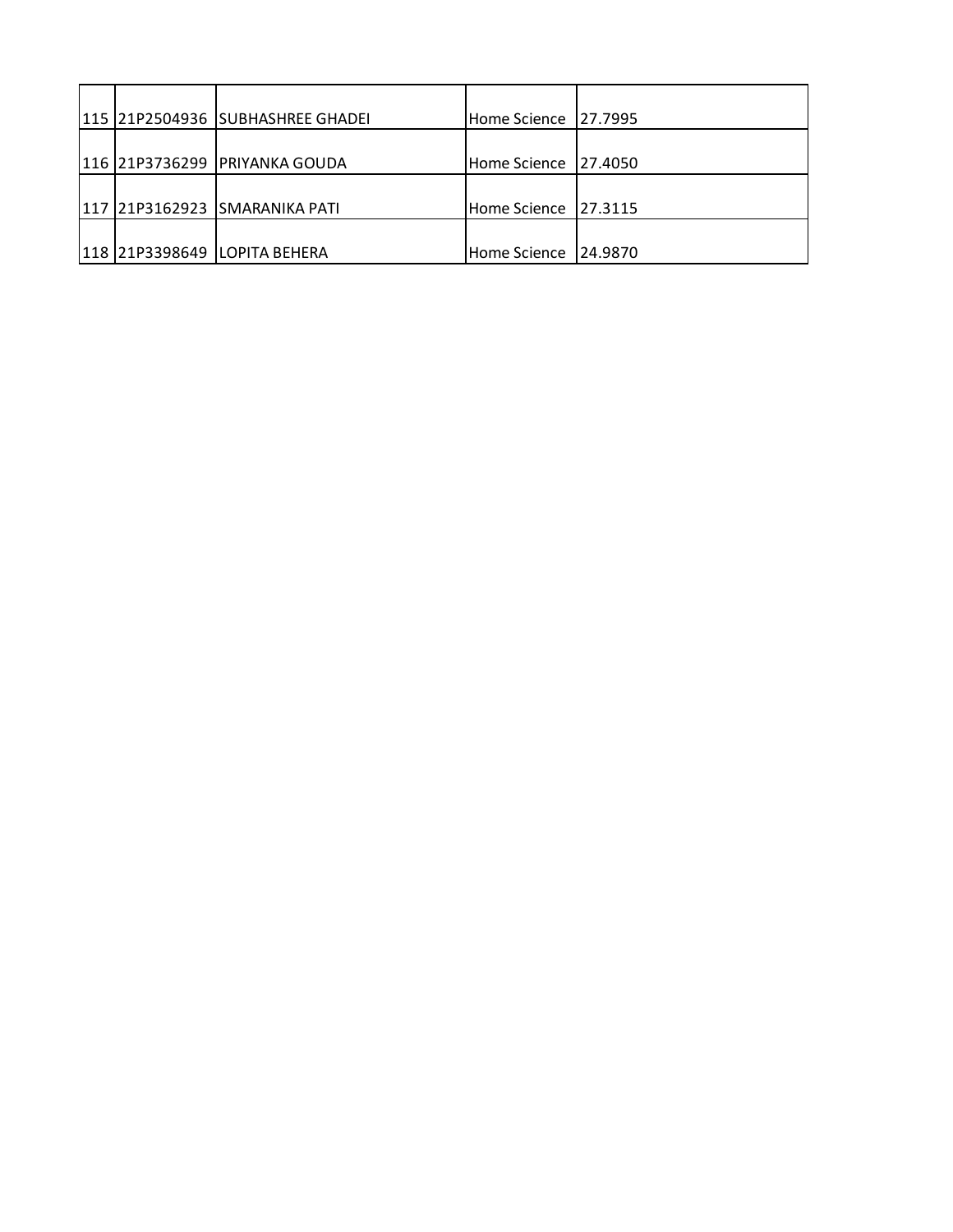| | | | | |
|---|---|---|---|---|
| 115 | 21P2504936 | SUBHASHREE GHADEI | Home Science | 27.7995 |
| 116 | 21P3736299 | PRIYANKA GOUDA | Home Science | 27.4050 |
| 117 | 21P3162923 | SMARANIKA PATI | Home Science | 27.3115 |
| 118 | 21P3398649 | LOPITA BEHERA | Home Science | 24.9870 |